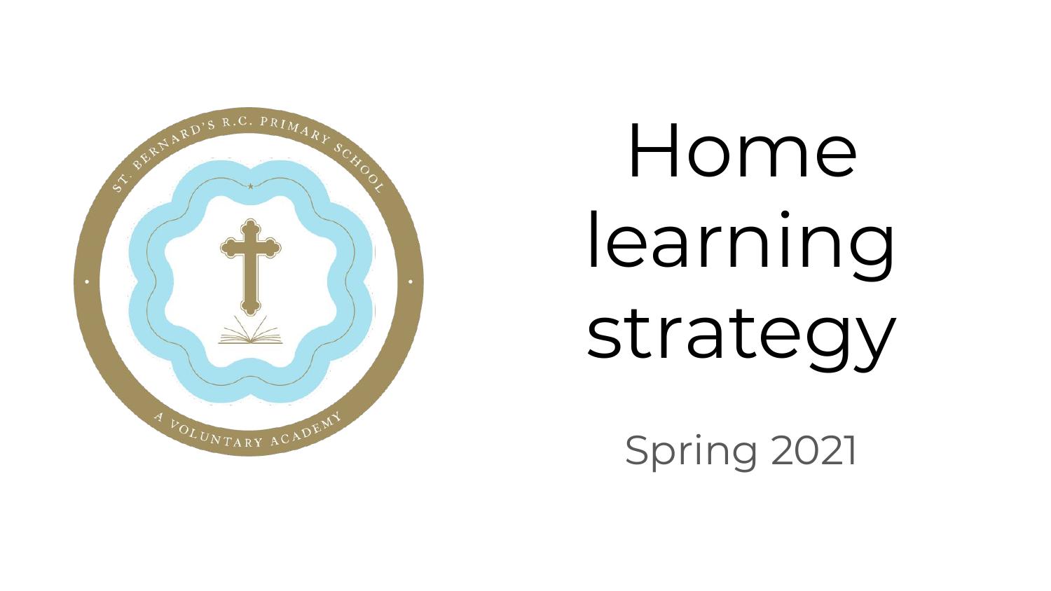# Home learning strategy

Spring 2021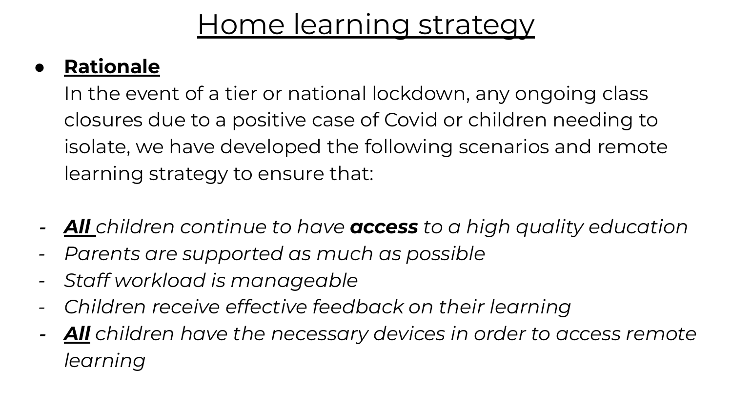# Home learning strategy

- **Rationale**

  In the event of a tier or national lockdown, any ongoing class closures due to a positive case of Covid or children needing to isolate, we have developed the following scenarios and remote learning strategy to ensure that:

- ***All*** *children continue to have* ***access*** *to a high quality education*
- *Parents are supported as much as possible*
- *Staff workload is manageable*
- *Children receive effective feedback on their learning*
- ***All*** *children have the necessary devices in order to access remote learning*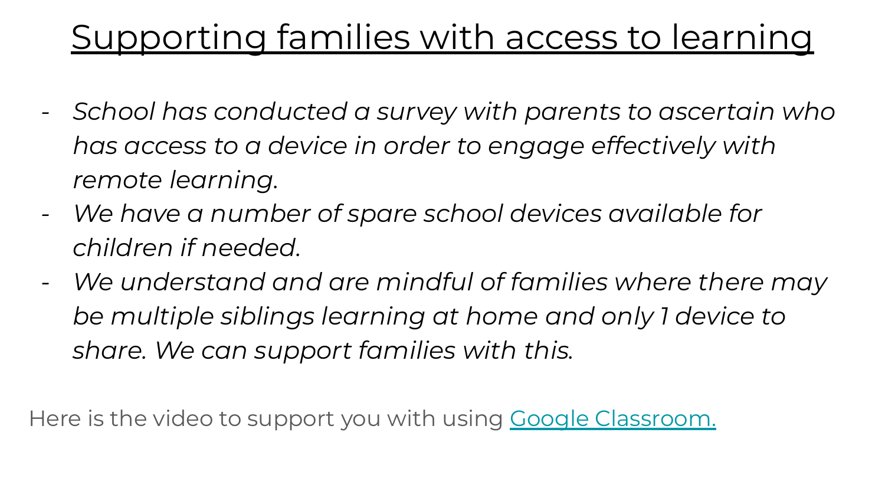# Supporting families with access to learning

- *School has conducted a survey with parents to ascertain who has access to a device in order to engage effectively with remote learning.*
- *We have a number of spare school devices available for children if needed.*
- *We understand and are mindful of families where there may be multiple siblings learning at home and only 1 device to share. We can support families with this.*

Here is the video to support you with using Google Classroom.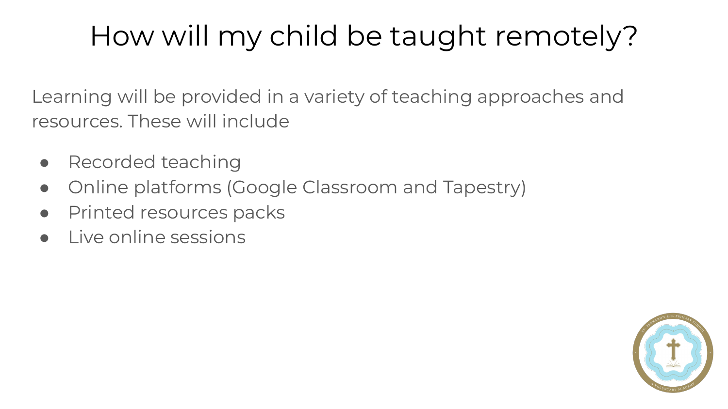# How will my child be taught remotely?

Learning will be provided in a variety of teaching approaches and resources. These will include

- Recorded teaching
- Online platforms (Google Classroom and Tapestry)
- Printed resources packs
- Live online sessions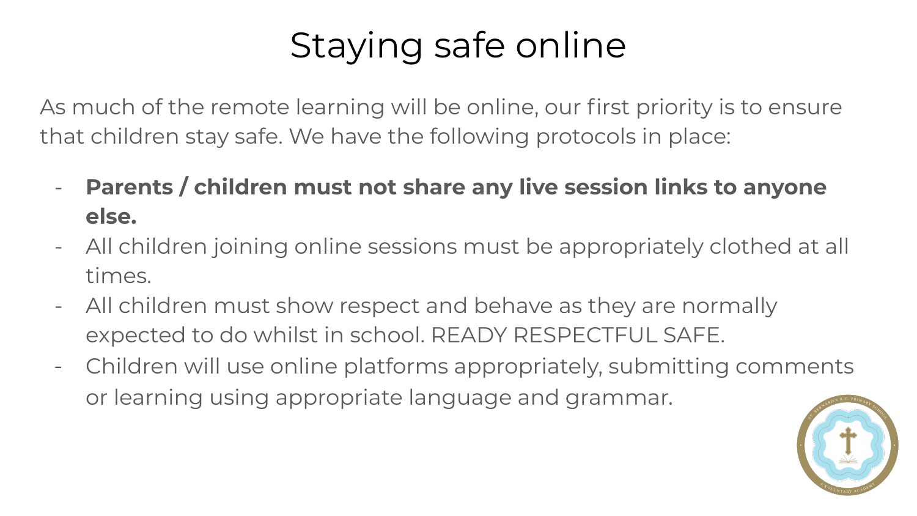# Staying safe online

As much of the remote learning will be online, our first priority is to ensure that children stay safe. We have the following protocols in place:

- **Parents / children must not share any live session links to anyone else.**
- All children joining online sessions must be appropriately clothed at all times.
- All children must show respect and behave as they are normally expected to do whilst in school. READY RESPECTFUL SAFE.
- Children will use online platforms appropriately, submitting comments or learning using appropriate language and grammar.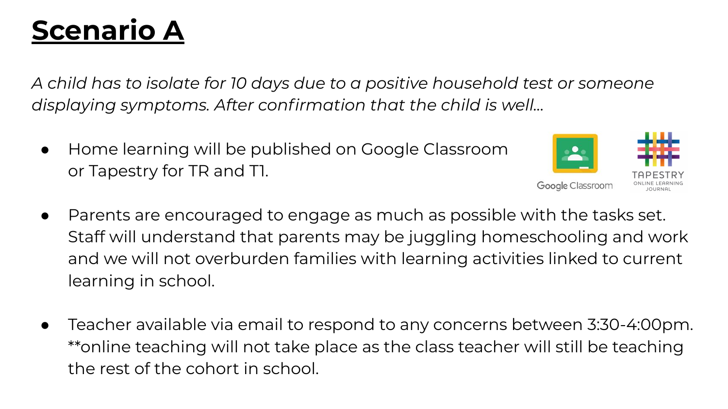# Scenario A

*A child has to isolate for 10 days due to a positive household test or someone displaying symptoms. After confirmation that the child is well...*

- Home learning will be published on Google Classroom or Tapestry for TR and T1.
- Parents are encouraged to engage as much as possible with the tasks set. Staff will understand that parents may be juggling homeschooling and work and we will not overburden families with learning activities linked to current learning in school.
- Teacher available via email to respond to any concerns between 3:30-4:00pm. **online teaching will not take place as the class teacher will still be teaching the rest of the cohort in school.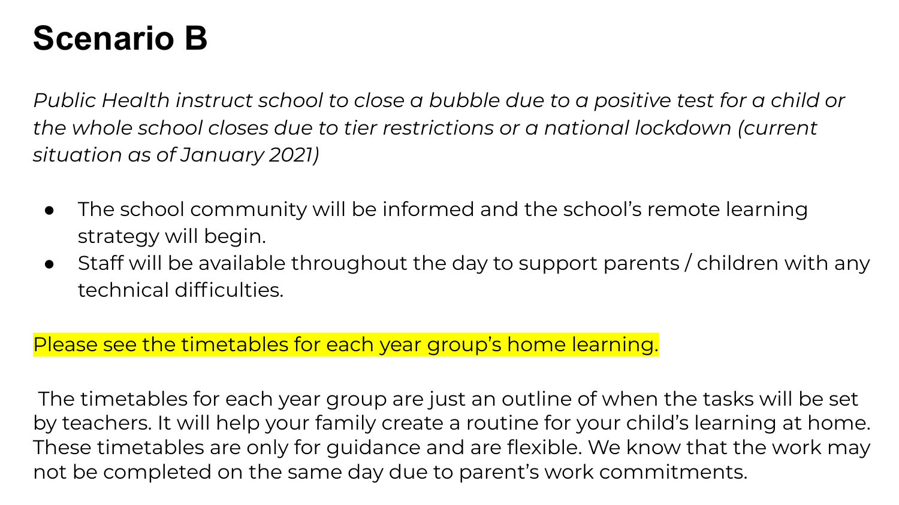# Scenario B

*Public Health instruct school to close a bubble due to a positive test for a child or the whole school closes due to tier restrictions or a national lockdown (current situation as of January 2021)*

- The school community will be informed and the school's remote learning strategy will begin.
- Staff will be available throughout the day to support parents / children with any technical difficulties.

Please see the timetables for each year group's home learning.

The timetables for each year group are just an outline of when the tasks will be set by teachers. It will help your family create a routine for your child's learning at home. These timetables are only for guidance and are flexible. We know that the work may not be completed on the same day due to parent's work commitments.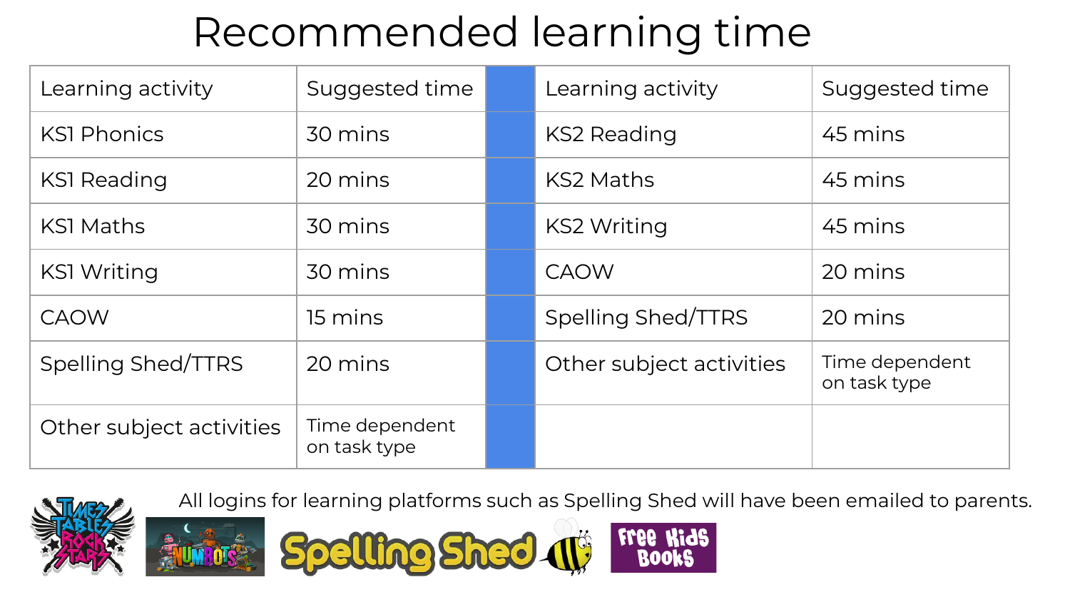# Recommended learning time

| Learning activity | Suggested time | | Learning activity | Suggested time |
|---|---|---|---|---|
| KS1 Phonics | 30 mins | | KS2 Reading | 45 mins |
| KS1 Reading | 20 mins | | KS2 Maths | 45 mins |
| KS1 Maths | 30 mins | | KS2 Writing | 45 mins |
| KS1 Writing | 30 mins | | CAOW | 20 mins |
| CAOW | 15 mins | | Spelling Shed/TTRS | 20 mins |
| Spelling Shed/TTRS | 20 mins | | Other subject activities | Time dependent on task type |
| Other subject activities | Time dependent on task type | | | |

All logins for learning platforms such as Spelling Shed will have been emailed to parents.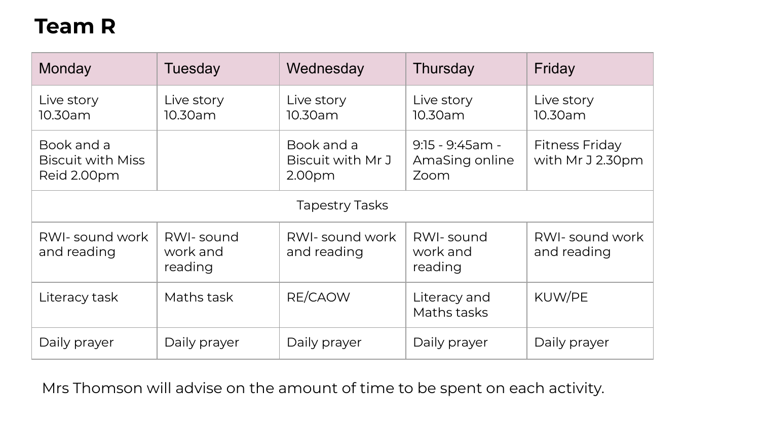# Team R

| Monday | Tuesday | Wednesday | Thursday | Friday |
| --- | --- | --- | --- | --- |
| Live story 10.30am | Live story 10.30am | Live story 10.30am | Live story 10.30am | Live story 10.30am |
| Book and a Biscuit with Miss Reid 2.00pm | | Book and a Biscuit with Mr J 2.00pm | 9:15 - 9:45am - AmaSing online Zoom | Fitness Friday with Mr J 2.30pm |
| Tapestry Tasks | | | | |
| RWI- sound work and reading | RWI- sound work and reading | RWI- sound work and reading | RWI- sound work and reading | RWI- sound work and reading |
| Literacy task | Maths task | RE/CAOW | Literacy and Maths tasks | KUW/PE |
| Daily prayer | Daily prayer | Daily prayer | Daily prayer | Daily prayer |

Mrs Thomson will advise on the amount of time to be spent on each activity.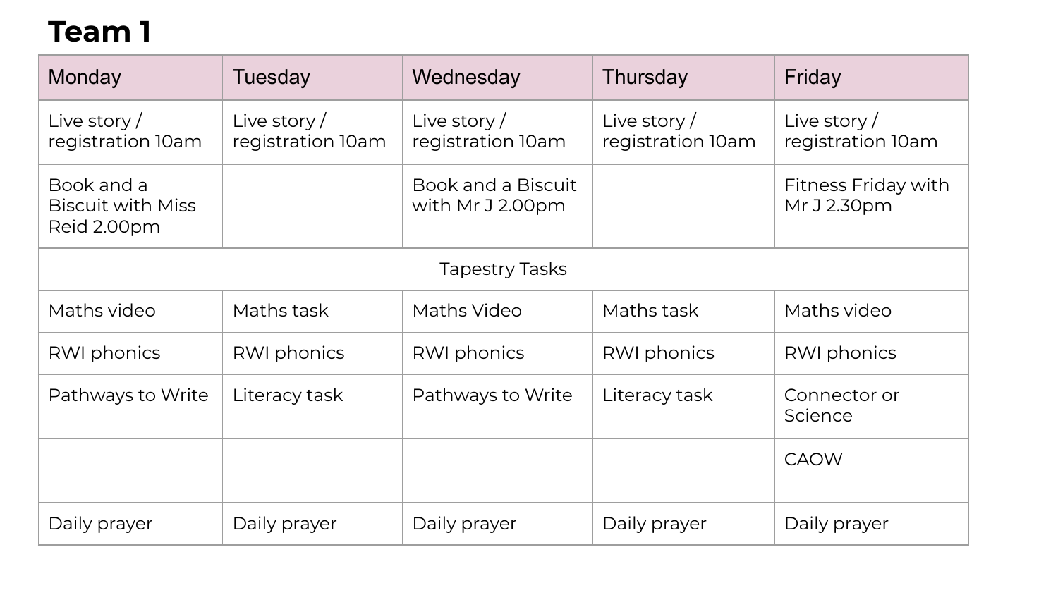# Team 1

| Monday | Tuesday | Wednesday | Thursday | Friday |
|---|---|---|---|---|
| Live story / registration 10am | Live story / registration 10am | Live story / registration 10am | Live story / registration 10am | Live story / registration 10am |
| Book and a Biscuit with Miss Reid 2.00pm | | Book and a Biscuit with Mr J 2.00pm | | Fitness Friday with Mr J 2.30pm |
| | | Tapestry Tasks | | |
| Maths video | Maths task | Maths Video | Maths task | Maths video |
| RWI phonics | RWI phonics | RWI phonics | RWI phonics | RWI phonics |
| Pathways to Write | Literacy task | Pathways to Write | Literacy task | Connector or Science |
| | | | | CAOW |
| Daily prayer | Daily prayer | Daily prayer | Daily prayer | Daily prayer |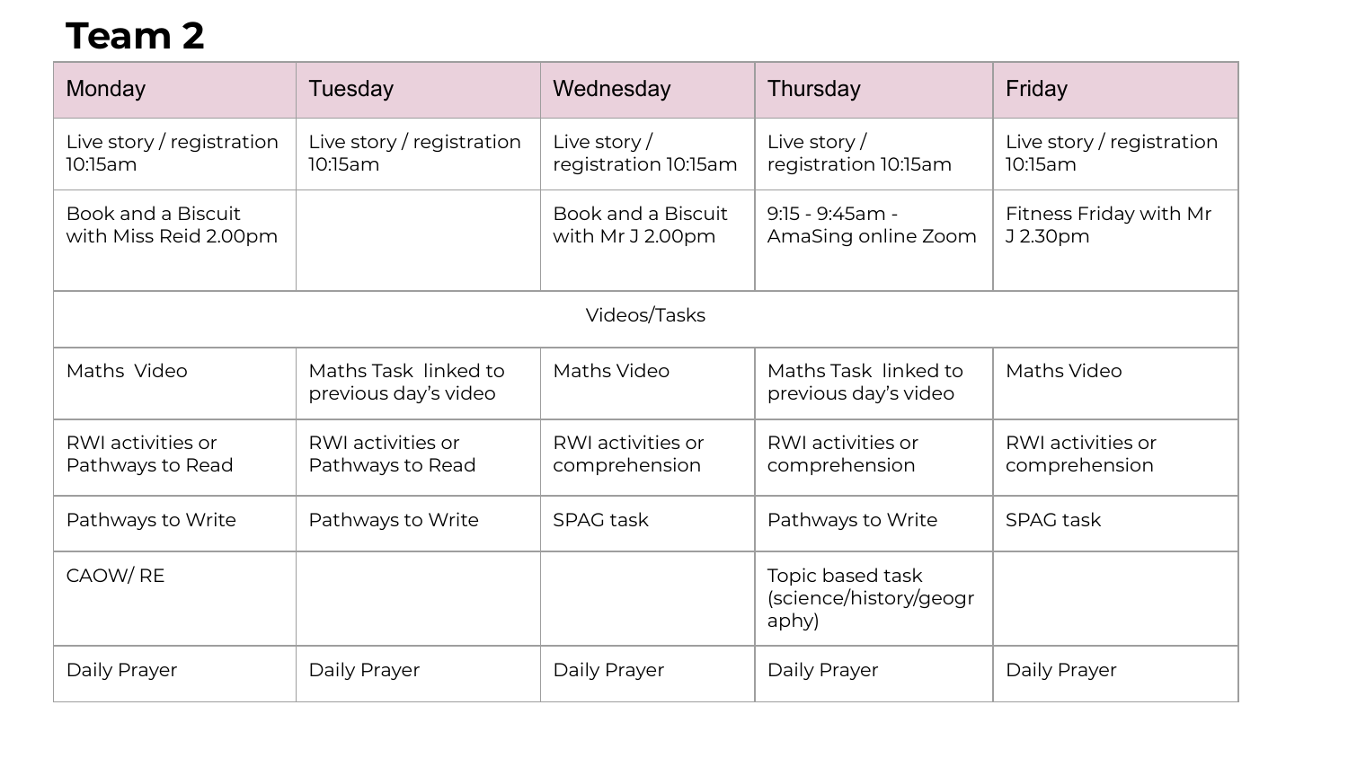# Team 2

| Monday | Tuesday | Wednesday | Thursday | Friday |
|---|---|---|---|---|
| Live story / registration 10:15am | Live story / registration 10:15am | Live story / registration 10:15am | Live story / registration 10:15am | Live story / registration 10:15am |
| Book and a Biscuit with Miss Reid 2.00pm | | Book and a Biscuit with Mr J 2.00pm | 9:15 - 9:45am - AmaSing online Zoom | Fitness Friday with Mr J 2.30pm |
| | | Videos/Tasks | | |
| Maths Video | Maths Task linked to previous day's video | Maths Video | Maths Task linked to previous day's video | Maths Video |
| RWI activities or Pathways to Read | RWI activities or Pathways to Read | RWI activities or comprehension | RWI activities or comprehension | RWI activities or comprehension |
| Pathways to Write | Pathways to Write | SPAG task | Pathways to Write | SPAG task |
| CAOW/ RE | | | Topic based task (science/history/geography) | |
| Daily Prayer | Daily Prayer | Daily Prayer | Daily Prayer | Daily Prayer |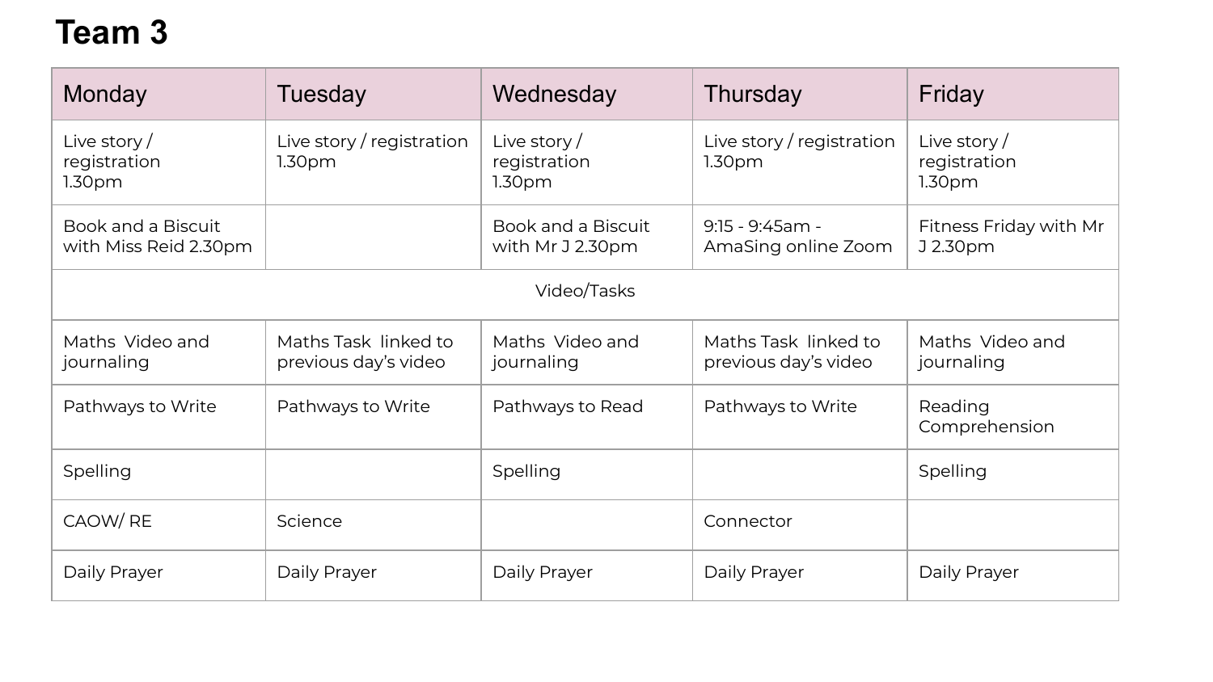# Team 3

| Monday | Tuesday | Wednesday | Thursday | Friday |
|---|---|---|---|---|
| Live story / registration 1.30pm | Live story / registration 1.30pm | Live story / registration 1.30pm | Live story / registration 1.30pm | Live story / registration 1.30pm |
| Book and a Biscuit with Miss Reid 2.30pm | | Book and a Biscuit with Mr J 2.30pm | 9:15 - 9:45am - AmaSing online Zoom | Fitness Friday with Mr J 2.30pm |
| | | Video/Tasks | | |
| Maths Video and journaling | Maths Task linked to previous day's video | Maths Video and journaling | Maths Task linked to previous day's video | Maths Video and journaling |
| Pathways to Write | Pathways to Write | Pathways to Read | Pathways to Write | Reading Comprehension |
| Spelling | | Spelling | | Spelling |
| CAOW/ RE | Science | | Connector | |
| Daily Prayer | Daily Prayer | Daily Prayer | Daily Prayer | Daily Prayer |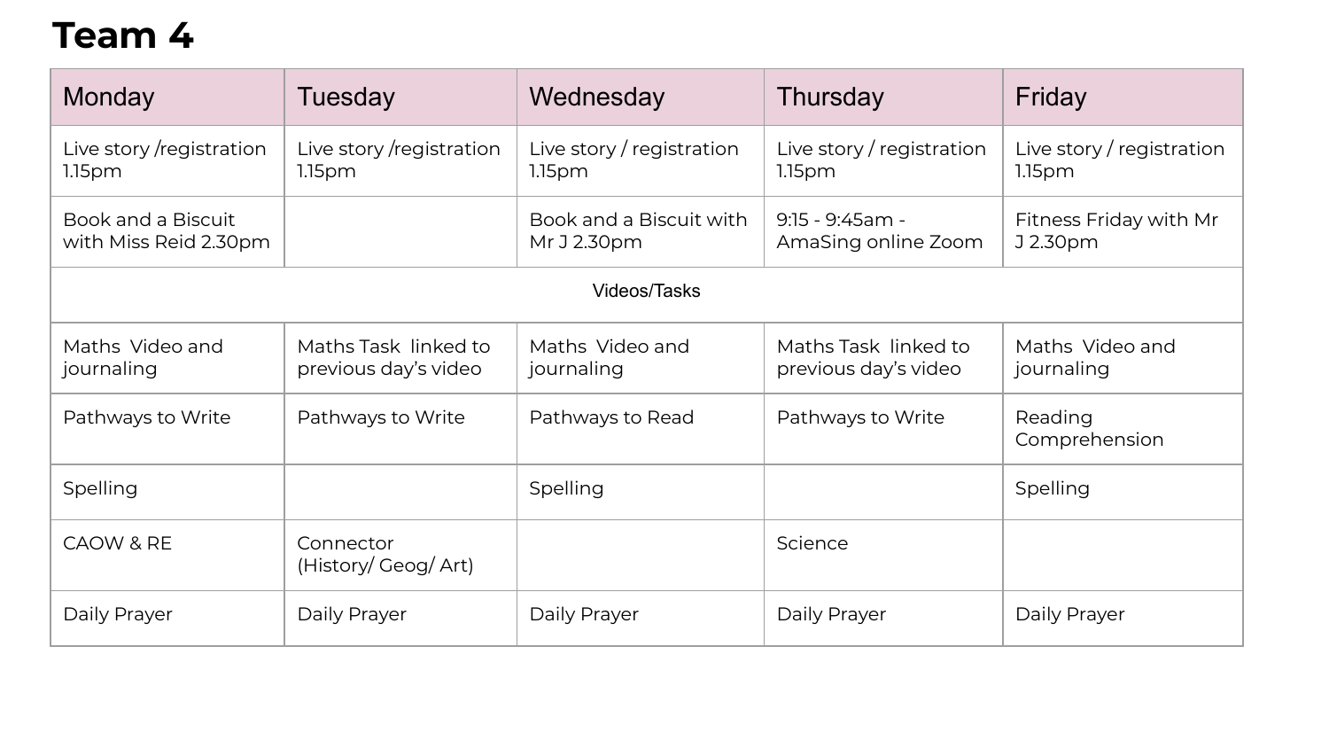# Team 4

| Monday | Tuesday | Wednesday | Thursday | Friday |
|---|---|---|---|---|
| Live story /registration 1.15pm | Live story /registration 1.15pm | Live story / registration 1.15pm | Live story / registration 1.15pm | Live story / registration 1.15pm |
| Book and a Biscuit with Miss Reid 2.30pm | | Book and a Biscuit with Mr J 2.30pm | 9:15 - 9:45am - AmaSing online Zoom | Fitness Friday with Mr J 2.30pm |
| Videos/Tasks | | | | |
| Maths Video and journaling | Maths Task linked to previous day's video | Maths Video and journaling | Maths Task linked to previous day's video | Maths Video and journaling |
| Pathways to Write | Pathways to Write | Pathways to Read | Pathways to Write | Reading Comprehension |
| Spelling | | Spelling | | Spelling |
| CAOW & RE | Connector (History/ Geog/ Art) | | Science | |
| Daily Prayer | Daily Prayer | Daily Prayer | Daily Prayer | Daily Prayer |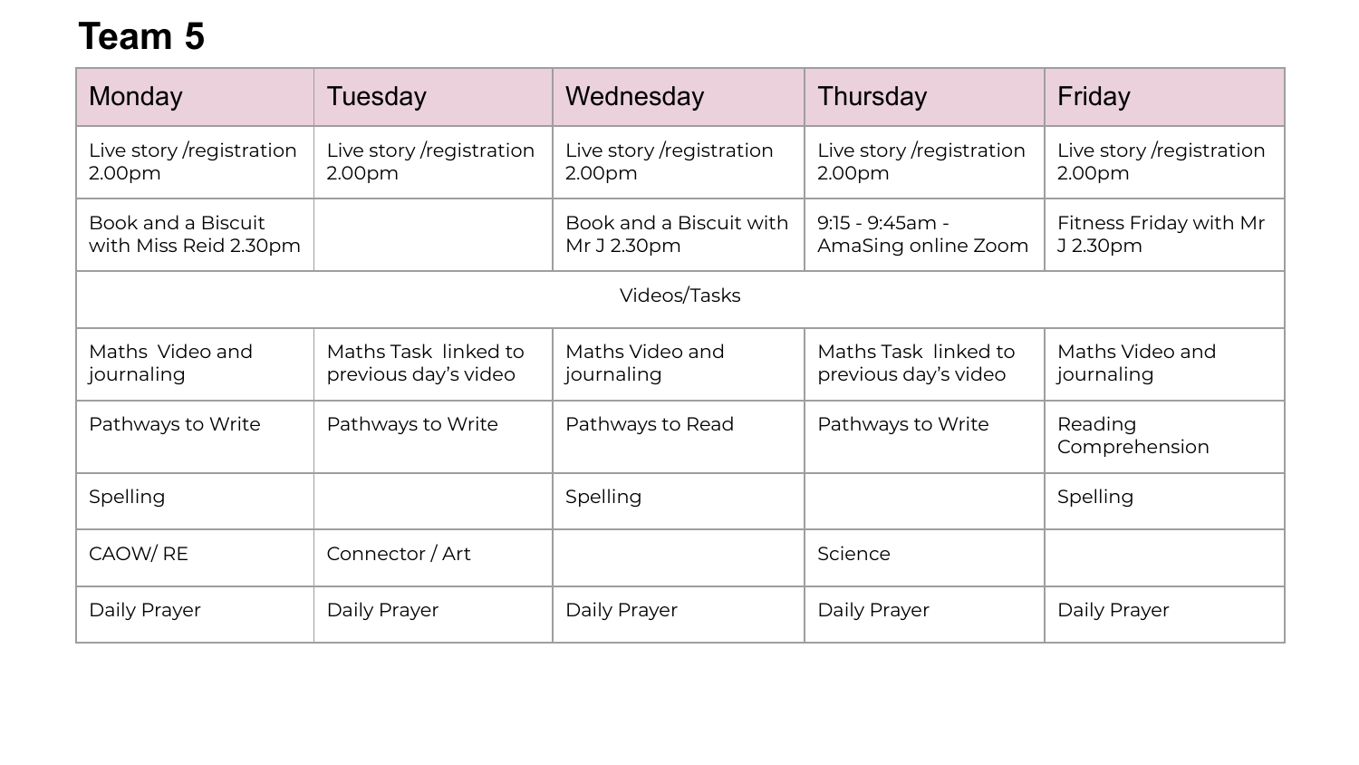# Team 5

| Monday | Tuesday | Wednesday | Thursday | Friday |
|---|---|---|---|---|
| Live story /registration 2.00pm | Live story /registration 2.00pm | Live story /registration 2.00pm | Live story /registration 2.00pm | Live story /registration 2.00pm |
| Book and a Biscuit with Miss Reid 2.30pm | | Book and a Biscuit with Mr J 2.30pm | 9:15 - 9:45am - AmaSing online Zoom | Fitness Friday with Mr J 2.30pm |
| | | Videos/Tasks | | |
| Maths Video and journaling | Maths Task linked to previous day's video | Maths Video and journaling | Maths Task linked to previous day's video | Maths Video and journaling |
| Pathways to Write | Pathways to Write | Pathways to Read | Pathways to Write | Reading Comprehension |
| Spelling | | Spelling | | Spelling |
| CAOW/ RE | Connector / Art | | Science | |
| Daily Prayer | Daily Prayer | Daily Prayer | Daily Prayer | Daily Prayer |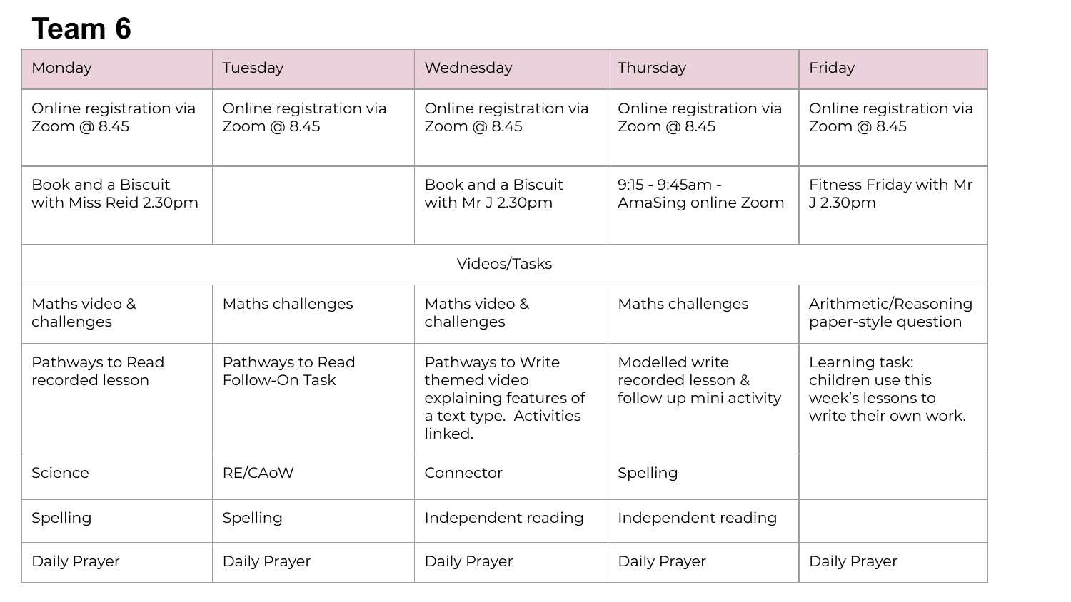# Team 6

| Monday | Tuesday | Wednesday | Thursday | Friday |
|---|---|---|---|---|
| Online registration via Zoom @ 8.45 | Online registration via Zoom @ 8.45 | Online registration via Zoom @ 8.45 | Online registration via Zoom @ 8.45 | Online registration via Zoom @ 8.45 |
| Book and a Biscuit with Miss Reid 2.30pm | | Book and a Biscuit with Mr J 2.30pm | 9:15 - 9:45am - AmaSing online Zoom | Fitness Friday with Mr J 2.30pm |
| | | Videos/Tasks | | |
| Maths video & challenges | Maths challenges | Maths video & challenges | Maths challenges | Arithmetic/Reasoning paper-style question |
| Pathways to Read recorded lesson | Pathways to Read Follow-On Task | Pathways to Write themed video explaining features of a text type. Activities linked. | Modelled write recorded lesson & follow up mini activity | Learning task: children use this week's lessons to write their own work. |
| Science | RE/CAoW | Connector | Spelling | |
| Spelling | Spelling | Independent reading | Independent reading | |
| Daily Prayer | Daily Prayer | Daily Prayer | Daily Prayer | Daily Prayer |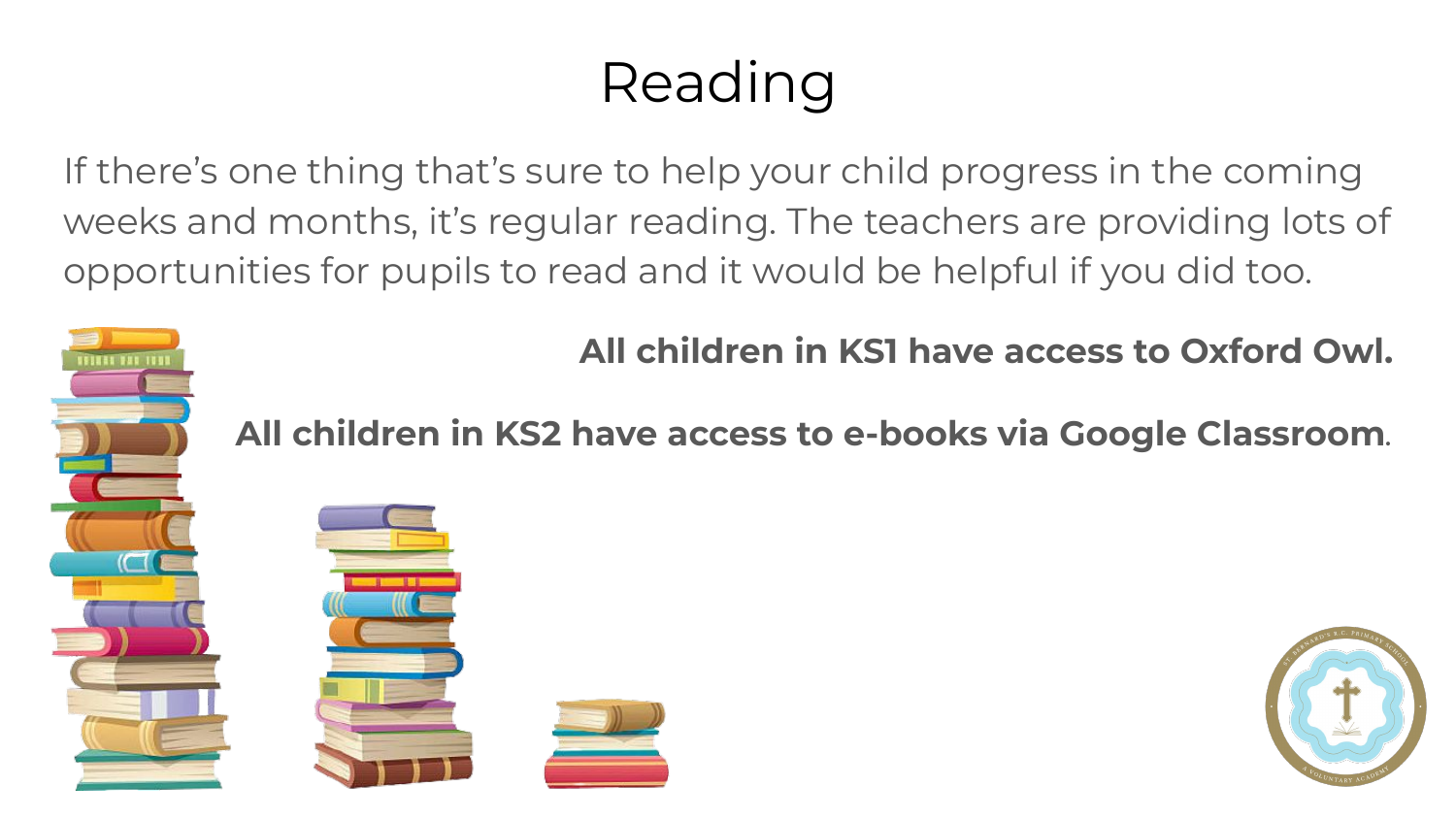# Reading

If there's one thing that's sure to help your child progress in the coming weeks and months, it's regular reading. The teachers are providing lots of opportunities for pupils to read and it would be helpful if you did too.

**All children in KS1 have access to Oxford Owl.**

**All children in KS2 have access to e-books via Google Classroom.**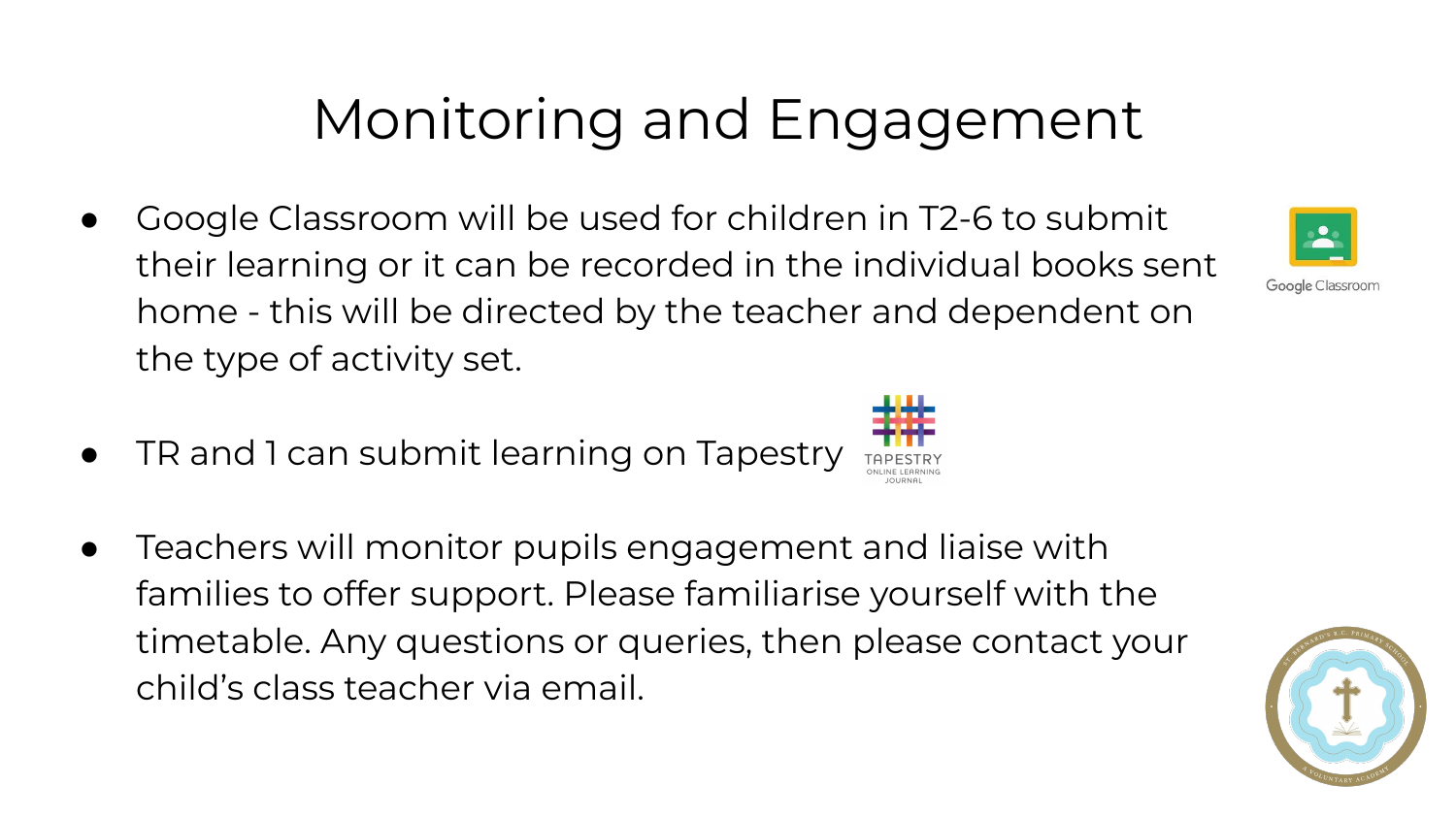# Monitoring and Engagement

- Google Classroom will be used for children in T2-6 to submit their learning or it can be recorded in the individual books sent home - this will be directed by the teacher and dependent on the type of activity set.
- TR and 1 can submit learning on Tapestry
- Teachers will monitor pupils engagement and liaise with families to offer support. Please familiarise yourself with the timetable. Any questions or queries, then please contact your child's class teacher via email.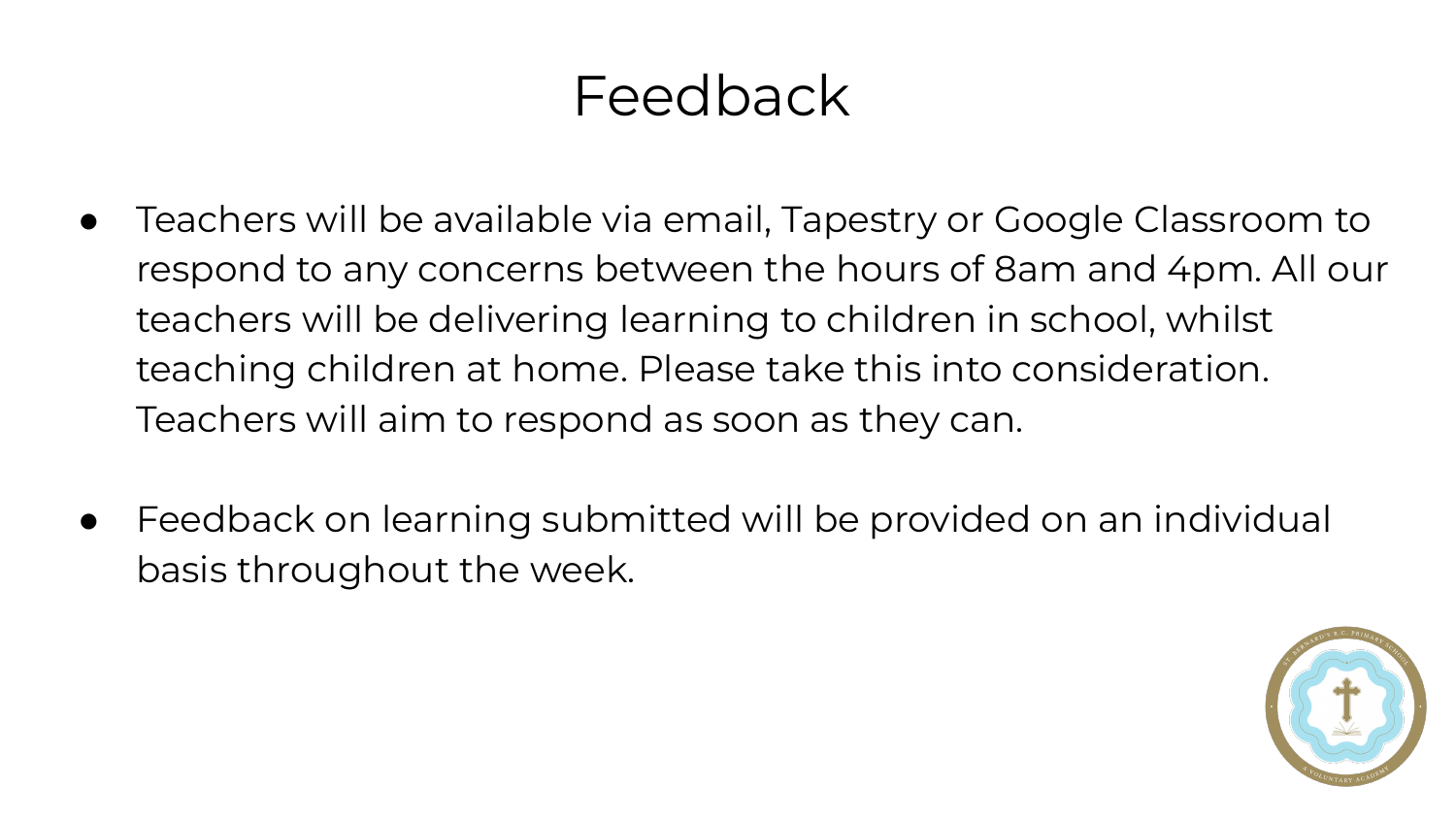# Feedback

- Teachers will be available via email, Tapestry or Google Classroom to respond to any concerns between the hours of 8am and 4pm. All our teachers will be delivering learning to children in school, whilst teaching children at home. Please take this into consideration. Teachers will aim to respond as soon as they can.
- Feedback on learning submitted will be provided on an individual basis throughout the week.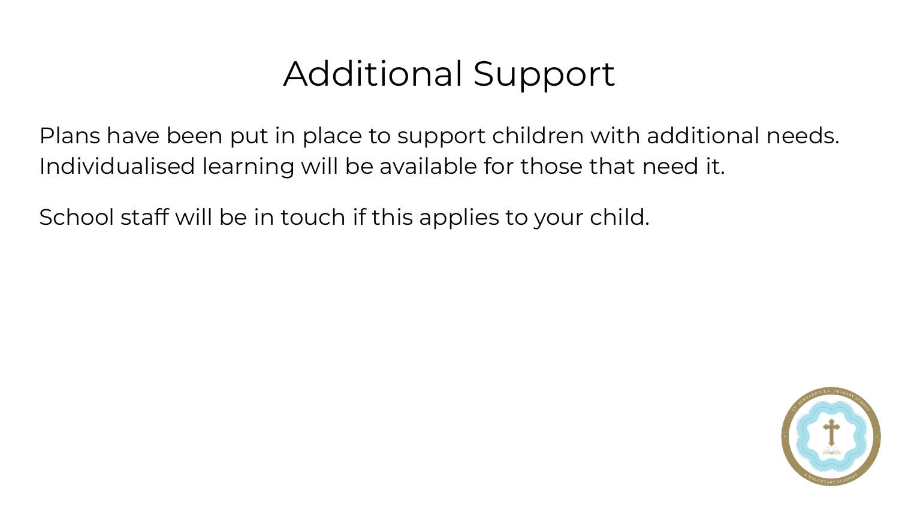# Additional Support

Plans have been put in place to support children with additional needs. Individualised learning will be available for those that need it.

School staff will be in touch if this applies to your child.